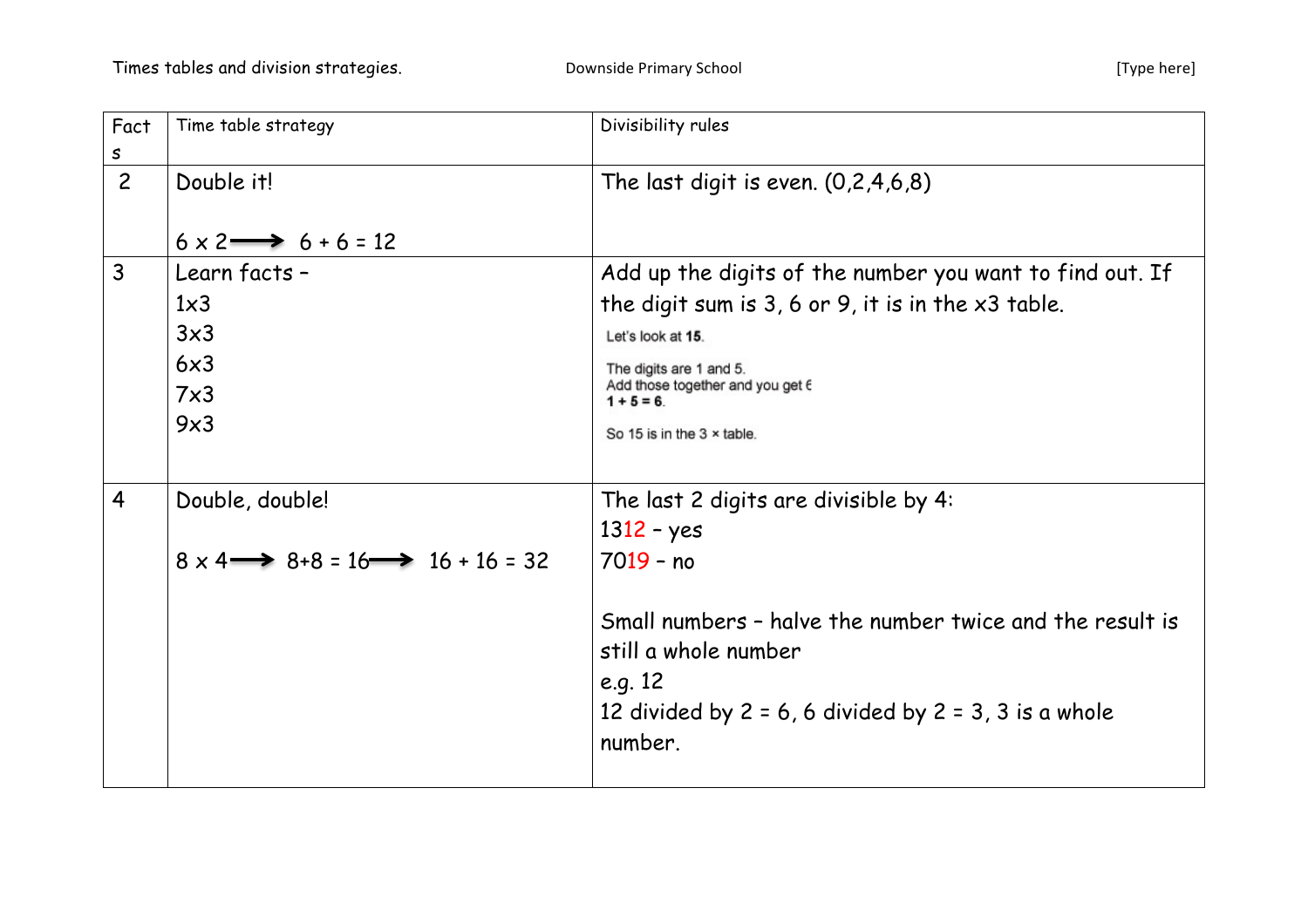| Facts | Time table strategy | Divisibility rules |
|---|---|---|
| 2 | Double it!<br><br>6 x 2 ⟶ 6 + 6 = 12 | The last digit is even. (0,2,4,6,8) |
| 3 | Learn facts –<br>1x3<br>3x3<br>6x3<br>7x3<br>9x3 | Add up the digits of the number you want to find out. If the digit sum is 3, 6 or 9, it is in the x3 table.<br><br>Let's look at **15**.<br><br>The digits are 1 and 5.<br>Add those together and you get 6<br>**1 + 5 = 6**.<br><br>So 15 is in the 3 × table. |
| 4 | Double, double!<br><br>8 x 4 ⟶ 8+8 = 16 ⟶ 16 + 16 = 32 | The last 2 digits are divisible by 4:<br>1312 – yes<br>7019 – no<br><br>Small numbers – halve the number twice and the result is still a whole number<br>e.g. 12<br>12 divided by 2 = 6, 6 divided by 2 = 3, 3 is a whole number. |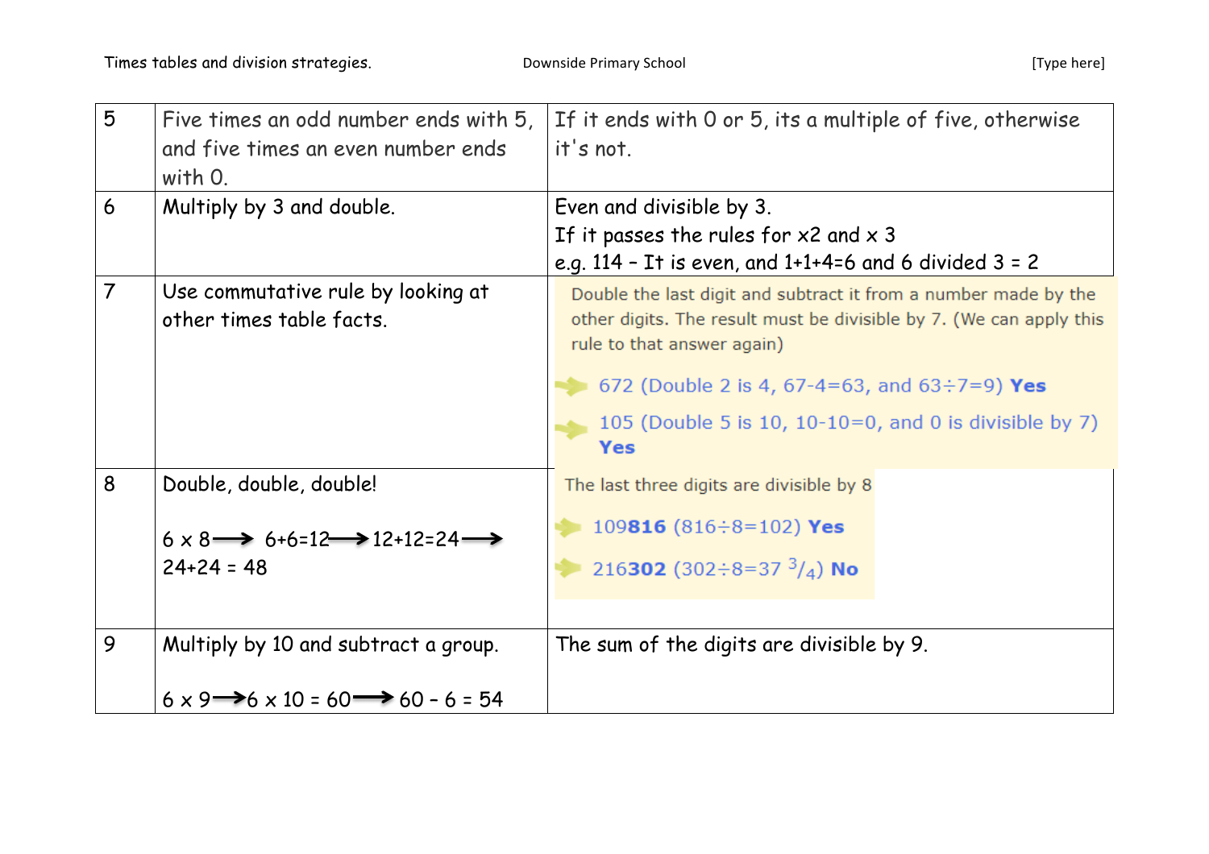| | | |
|---|---|---|
| 5 | Five times an odd number ends with 5, and five times an even number ends with 0. | If it ends with 0 or 5, its a multiple of five, otherwise it's not. |
| 6 | Multiply by 3 and double. | Even and divisible by 3.<br>If it passes the rules for x2 and x 3<br>e.g. 114 – It is even, and 1+1+4=6 and 6 divided 3 = 2 |
| 7 | Use commutative rule by looking at other times table facts. | Double the last digit and subtract it from a number made by the other digits. The result must be divisible by 7. (We can apply this rule to that answer again)<br>672 (Double 2 is 4, 67-4=63, and 63÷7=9) **Yes**<br>105 (Double 5 is 10, 10-10=0, and 0 is divisible by 7) **Yes** |
| 8 | Double, double, double!<br>6 x 8 ⟶ 6+6=12 ⟶ 12+12=24 ⟶ 24+24 = 48 | The last three digits are divisible by 8<br>109**816** (816÷8=102) **Yes**<br>216**302** (302÷8=37 $^3/_4$) **No** |
| 9 | Multiply by 10 and subtract a group.<br>6 x 9 ⟶ 6 x 10 = 60 ⟶ 60 – 6 = 54 | The sum of the digits are divisible by 9. |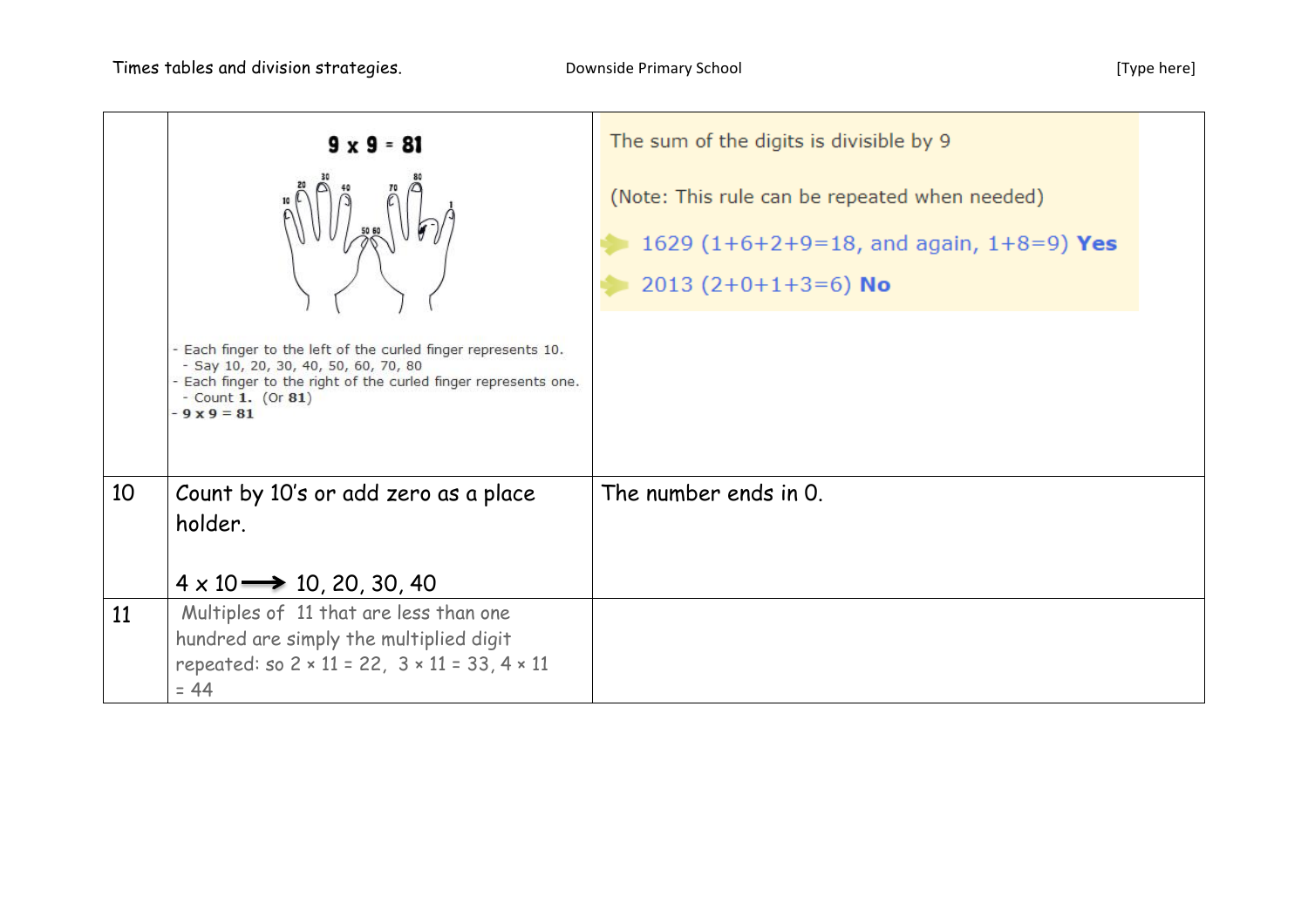| | | |
|---|---|---|
| | **9 x 9 = 81**<br><br>- Each finger to the left of the curled finger represents 10.<br>- Say 10, 20, 30, 40, 50, 60, 70, 80<br>- Each finger to the right of the curled finger represents one.<br>- Count **1.** (Or **81**)<br>- **9 x 9 = 81** | The sum of the digits is divisible by 9<br><br>(Note: This rule can be repeated when needed)<br><br>1629 (1+6+2+9=18, and again, 1+8=9) **Yes**<br><br>2013 (2+0+1+3=6) **No** |
| 10 | Count by 10's or add zero as a place holder.<br><br>4 x 10 ⟶ 10, 20, 30, 40 | The number ends in 0. |
| 11 | Multiples of 11 that are less than one hundred are simply the multiplied digit repeated: so 2 × 11 = 22, 3 × 11 = 33, 4 × 11 = 44 | |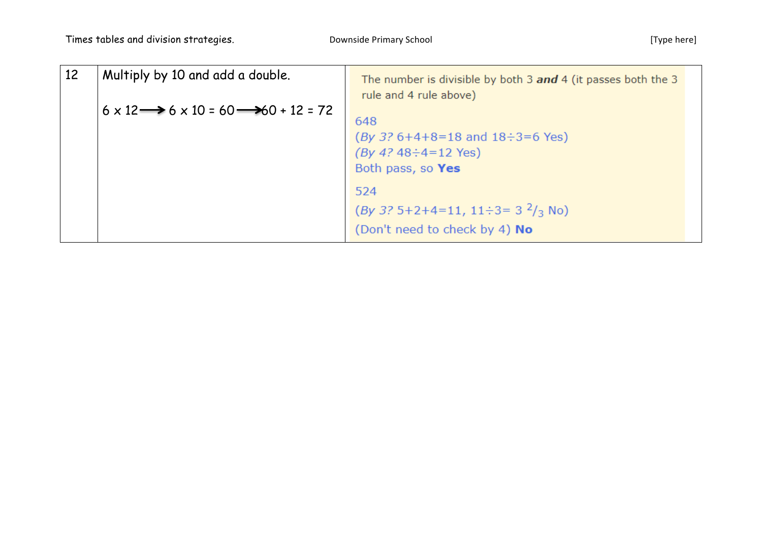| | | |
|---|---|---|
| 12 | Multiply by 10 and add a double.<br><br>6 x 12 ⟶ 6 x 10 = 60 ⟶ 60 + 12 = 72 | The number is divisible by both 3 ***and*** 4 (it passes both the 3 rule and 4 rule above)<br><br>648<br>(*By 3?* 6+4+8=18 and 18÷3=6 Yes)<br>(*By 4?* 48÷4=12 Yes)<br>Both pass, so **Yes**<br><br>524<br>(*By 3?* 5+2+4=11, 11÷3= 3 $^{2}/_{3}$ No)<br>(Don't need to check by 4) **No** |